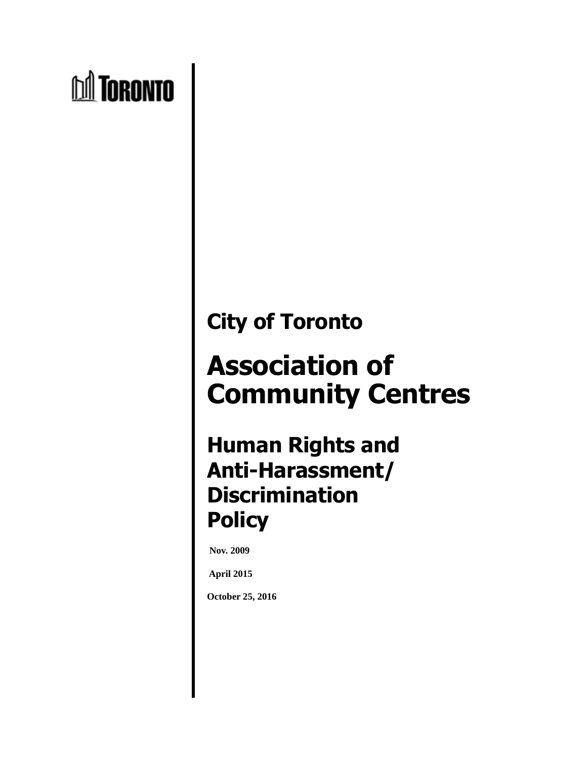TORONTO

## City of Toronto

# Association of Community Centres

# Human Rights and Anti-Harassment/ Discrimination Policy

**Nov. 2009**

**April 2015**

**October 25, 2016**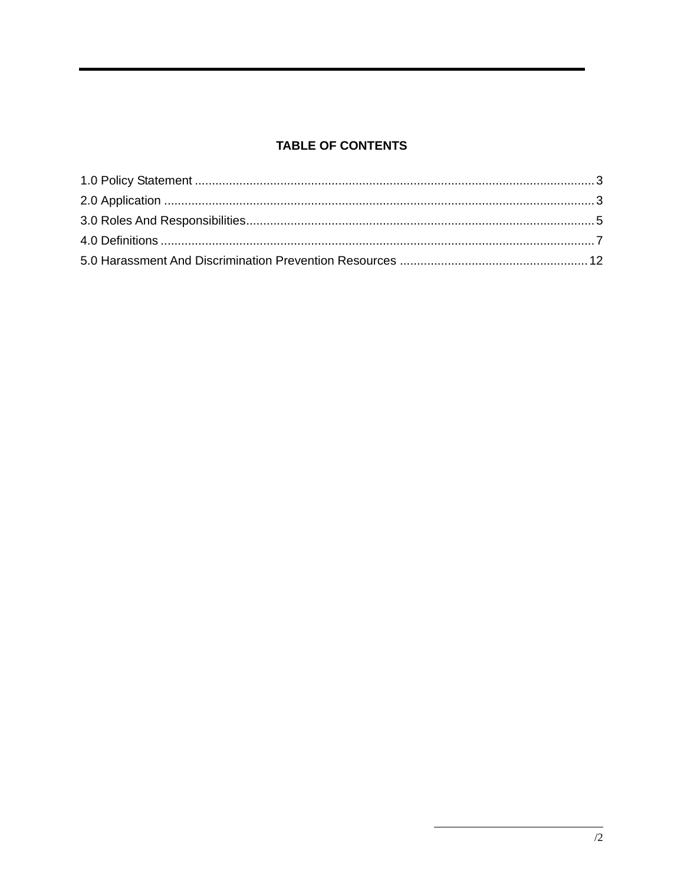**TABLE OF CONTENTS**

1.0 Policy Statement .................................................................................................................... 3
2.0 Application ............................................................................................................................. 3
3.0 Roles And Responsibilities..................................................................................................... 5
4.0 Definitions .............................................................................................................................. 7
5.0 Harassment And Discrimination Prevention Resources ....................................................... 12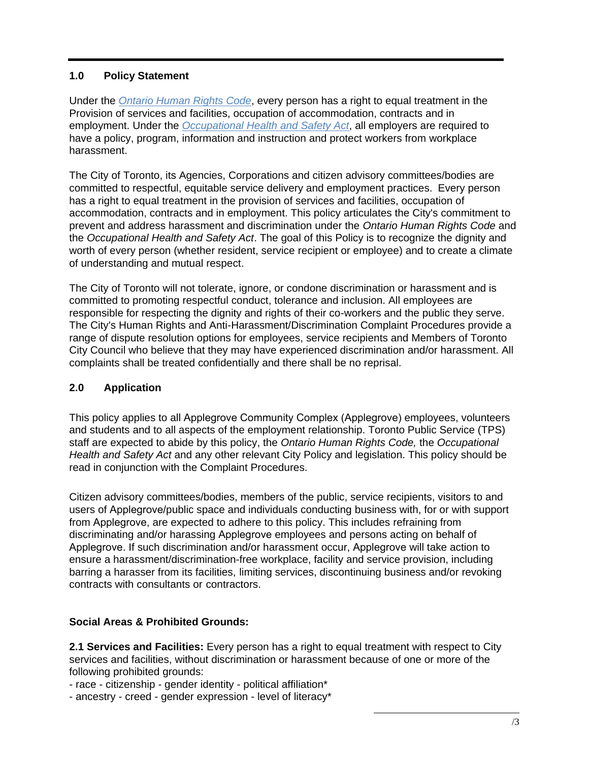## 1.0 Policy Statement

Under the *Ontario Human Rights Code*, every person has a right to equal treatment in the Provision of services and facilities, occupation of accommodation, contracts and in employment. Under the *Occupational Health and Safety Act*, all employers are required to have a policy, program, information and instruction and protect workers from workplace harassment.

The City of Toronto, its Agencies, Corporations and citizen advisory committees/bodies are committed to respectful, equitable service delivery and employment practices. Every person has a right to equal treatment in the provision of services and facilities, occupation of accommodation, contracts and in employment. This policy articulates the City's commitment to prevent and address harassment and discrimination under the *Ontario Human Rights Code* and the *Occupational Health and Safety Act*. The goal of this Policy is to recognize the dignity and worth of every person (whether resident, service recipient or employee) and to create a climate of understanding and mutual respect.

The City of Toronto will not tolerate, ignore, or condone discrimination or harassment and is committed to promoting respectful conduct, tolerance and inclusion. All employees are responsible for respecting the dignity and rights of their co-workers and the public they serve. The City's Human Rights and Anti-Harassment/Discrimination Complaint Procedures provide a range of dispute resolution options for employees, service recipients and Members of Toronto City Council who believe that they may have experienced discrimination and/or harassment. All complaints shall be treated confidentially and there shall be no reprisal.

## 2.0 Application

This policy applies to all Applegrove Community Complex (Applegrove) employees, volunteers and students and to all aspects of the employment relationship. Toronto Public Service (TPS) staff are expected to abide by this policy, the *Ontario Human Rights Code,* the *Occupational Health and Safety Act* and any other relevant City Policy and legislation. This policy should be read in conjunction with the Complaint Procedures.

Citizen advisory committees/bodies, members of the public, service recipients, visitors to and users of Applegrove/public space and individuals conducting business with, for or with support from Applegrove, are expected to adhere to this policy. This includes refraining from discriminating and/or harassing Applegrove employees and persons acting on behalf of Applegrove. If such discrimination and/or harassment occur, Applegrove will take action to ensure a harassment/discrimination-free workplace, facility and service provision, including barring a harasser from its facilities, limiting services, discontinuing business and/or revoking contracts with consultants or contractors.

**Social Areas & Prohibited Grounds:**

**2.1 Services and Facilities:** Every person has a right to equal treatment with respect to City services and facilities, without discrimination or harassment because of one or more of the following prohibited grounds:

- race - citizenship - gender identity - political affiliation*
- ancestry - creed - gender expression - level of literacy*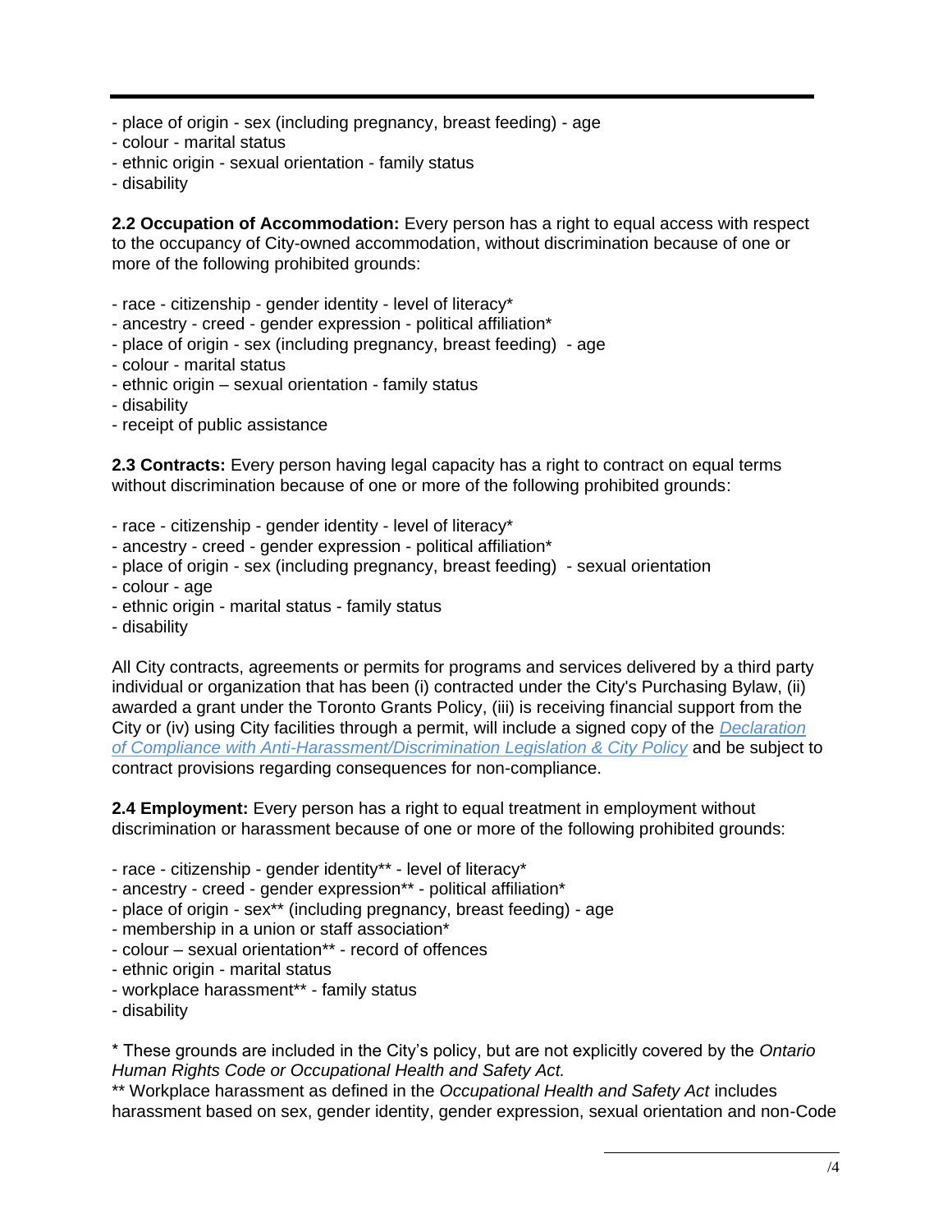- place of origin - sex (including pregnancy, breast feeding) - age
- colour - marital status
- ethnic origin - sexual orientation - family status
- disability

**2.2 Occupation of Accommodation:** Every person has a right to equal access with respect to the occupancy of City-owned accommodation, without discrimination because of one or more of the following prohibited grounds:

- race - citizenship - gender identity - level of literacy*
- ancestry - creed - gender expression - political affiliation*
- place of origin - sex (including pregnancy, breast feeding) - age
- colour - marital status
- ethnic origin – sexual orientation - family status
- disability
- receipt of public assistance

**2.3 Contracts:** Every person having legal capacity has a right to contract on equal terms without discrimination because of one or more of the following prohibited grounds:

- race - citizenship - gender identity - level of literacy*
- ancestry - creed - gender expression - political affiliation*
- place of origin - sex (including pregnancy, breast feeding) - sexual orientation
- colour - age
- ethnic origin - marital status - family status
- disability

All City contracts, agreements or permits for programs and services delivered by a third party individual or organization that has been (i) contracted under the City's Purchasing Bylaw, (ii) awarded a grant under the Toronto Grants Policy, (iii) is receiving financial support from the City or (iv) using City facilities through a permit, will include a signed copy of the *Declaration of Compliance with Anti-Harassment/Discrimination Legislation & City Policy* and be subject to contract provisions regarding consequences for non-compliance.

**2.4 Employment:** Every person has a right to equal treatment in employment without discrimination or harassment because of one or more of the following prohibited grounds:

- race - citizenship - gender identity** - level of literacy*
- ancestry - creed - gender expression** - political affiliation*
- place of origin - sex** (including pregnancy, breast feeding) - age
- membership in a union or staff association*
- colour – sexual orientation** - record of offences
- ethnic origin - marital status
- workplace harassment** - family status
- disability

* These grounds are included in the City's policy, but are not explicitly covered by the *Ontario Human Rights Code or Occupational Health and Safety Act.*
** Workplace harassment as defined in the *Occupational Health and Safety Act* includes harassment based on sex, gender identity, gender expression, sexual orientation and non-Code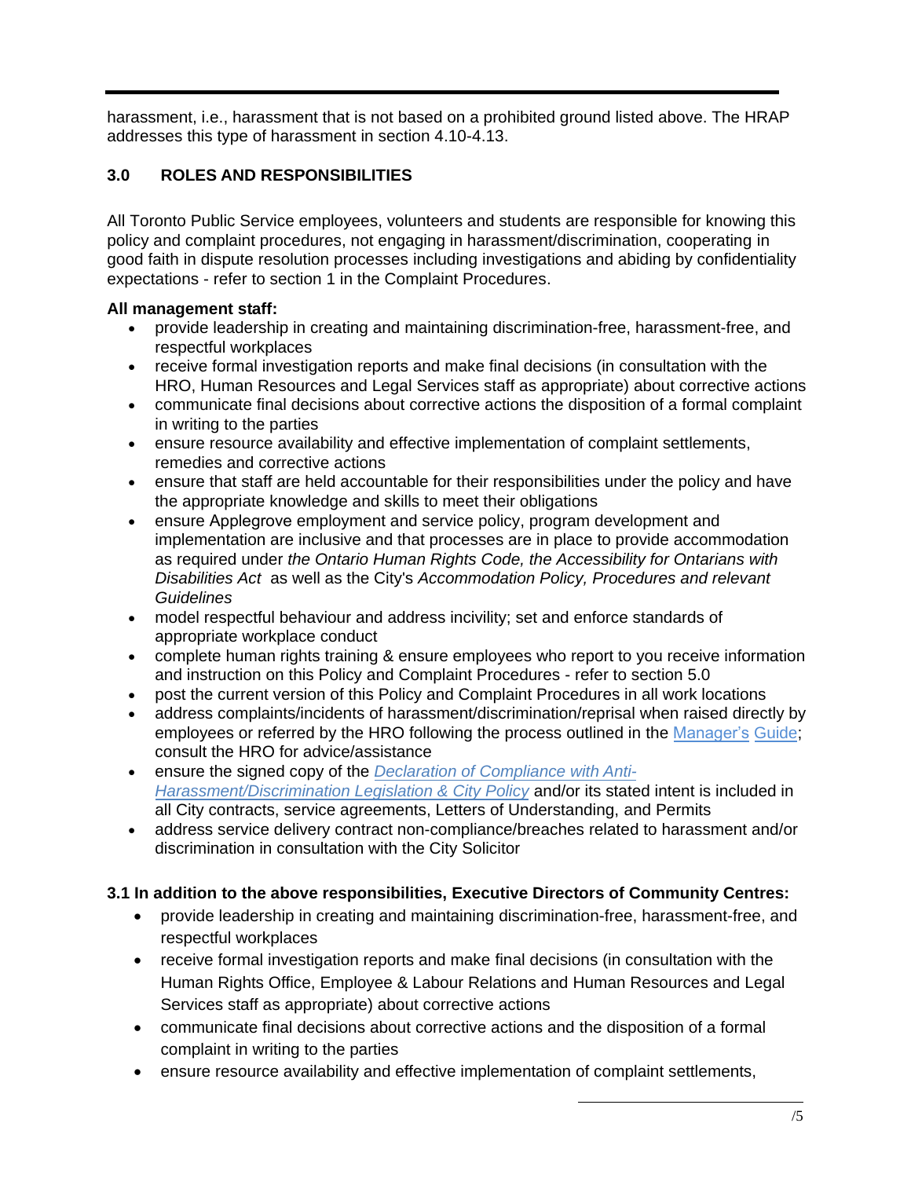harassment, i.e., harassment that is not based on a prohibited ground listed above. The HRAP addresses this type of harassment in section 4.10-4.13.

## 3.0 ROLES AND RESPONSIBILITIES

All Toronto Public Service employees, volunteers and students are responsible for knowing this policy and complaint procedures, not engaging in harassment/discrimination, cooperating in good faith in dispute resolution processes including investigations and abiding by confidentiality expectations - refer to section 1 in the Complaint Procedures.

**All management staff:**

- provide leadership in creating and maintaining discrimination-free, harassment-free, and respectful workplaces
- receive formal investigation reports and make final decisions (in consultation with the HRO, Human Resources and Legal Services staff as appropriate) about corrective actions
- communicate final decisions about corrective actions the disposition of a formal complaint in writing to the parties
- ensure resource availability and effective implementation of complaint settlements, remedies and corrective actions
- ensure that staff are held accountable for their responsibilities under the policy and have the appropriate knowledge and skills to meet their obligations
- ensure Applegrove employment and service policy, program development and implementation are inclusive and that processes are in place to provide accommodation as required under *the Ontario Human Rights Code, the Accessibility for Ontarians with Disabilities Act* as well as the City's *Accommodation Policy, Procedures and relevant Guidelines*
- model respectful behaviour and address incivility; set and enforce standards of appropriate workplace conduct
- complete human rights training & ensure employees who report to you receive information and instruction on this Policy and Complaint Procedures - refer to section 5.0
- post the current version of this Policy and Complaint Procedures in all work locations
- address complaints/incidents of harassment/discrimination/reprisal when raised directly by employees or referred by the HRO following the process outlined in the Manager's Guide; consult the HRO for advice/assistance
- ensure the signed copy of the *Declaration of Compliance with Anti-Harassment/Discrimination Legislation & City Policy* and/or its stated intent is included in all City contracts, service agreements, Letters of Understanding, and Permits
- address service delivery contract non-compliance/breaches related to harassment and/or discrimination in consultation with the City Solicitor

### 3.1 In addition to the above responsibilities, Executive Directors of Community Centres:

- provide leadership in creating and maintaining discrimination-free, harassment-free, and respectful workplaces
- receive formal investigation reports and make final decisions (in consultation with the Human Rights Office, Employee & Labour Relations and Human Resources and Legal Services staff as appropriate) about corrective actions
- communicate final decisions about corrective actions and the disposition of a formal complaint in writing to the parties
- ensure resource availability and effective implementation of complaint settlements,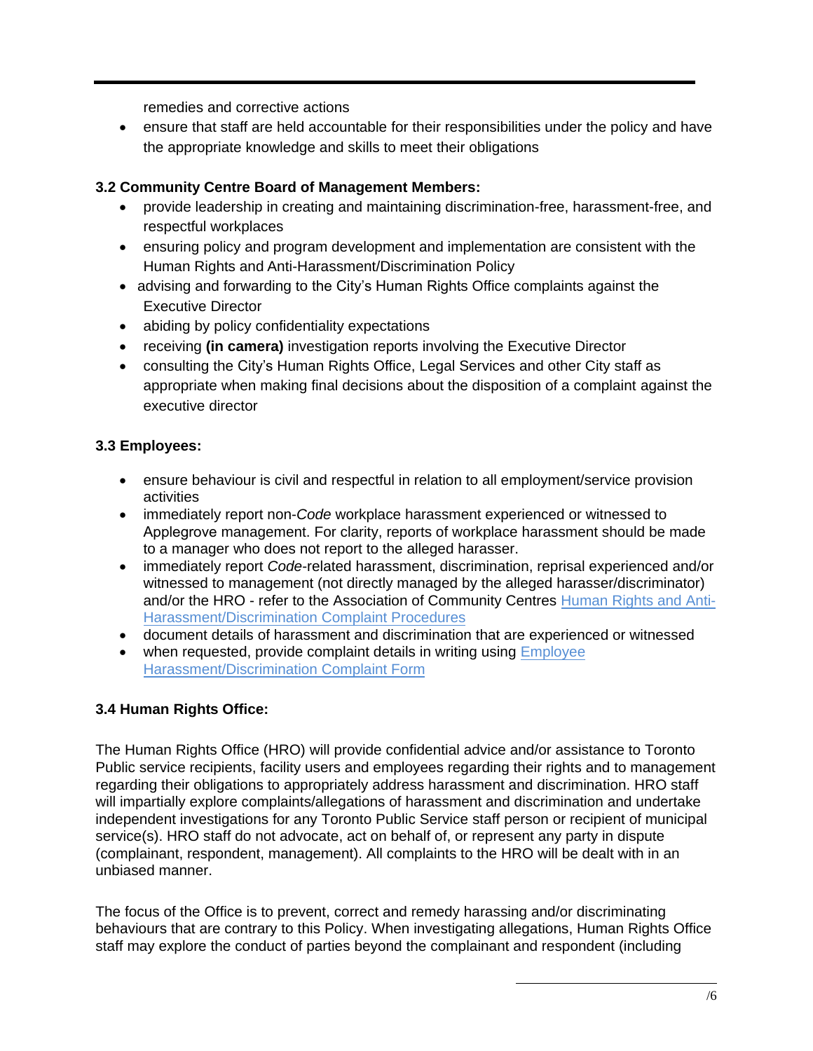remedies and corrective actions
- ensure that staff are held accountable for their responsibilities under the policy and have the appropriate knowledge and skills to meet their obligations

### 3.2 Community Centre Board of Management Members:

- provide leadership in creating and maintaining discrimination-free, harassment-free, and respectful workplaces
- ensuring policy and program development and implementation are consistent with the Human Rights and Anti-Harassment/Discrimination Policy
- advising and forwarding to the City's Human Rights Office complaints against the Executive Director
- abiding by policy confidentiality expectations
- receiving **(in camera)** investigation reports involving the Executive Director
- consulting the City's Human Rights Office, Legal Services and other City staff as appropriate when making final decisions about the disposition of a complaint against the executive director

### 3.3 Employees:

- ensure behaviour is civil and respectful in relation to all employment/service provision activities
- immediately report non-*Code* workplace harassment experienced or witnessed to Applegrove management. For clarity, reports of workplace harassment should be made to a manager who does not report to the alleged harasser.
- immediately report *Code*-related harassment, discrimination, reprisal experienced and/or witnessed to management (not directly managed by the alleged harasser/discriminator) and/or the HRO - refer to the Association of Community Centres Human Rights and Anti-Harassment/Discrimination Complaint Procedures
- document details of harassment and discrimination that are experienced or witnessed
- when requested, provide complaint details in writing using Employee Harassment/Discrimination Complaint Form

### 3.4 Human Rights Office:

The Human Rights Office (HRO) will provide confidential advice and/or assistance to Toronto Public service recipients, facility users and employees regarding their rights and to management regarding their obligations to appropriately address harassment and discrimination. HRO staff will impartially explore complaints/allegations of harassment and discrimination and undertake independent investigations for any Toronto Public Service staff person or recipient of municipal service(s). HRO staff do not advocate, act on behalf of, or represent any party in dispute (complainant, respondent, management). All complaints to the HRO will be dealt with in an unbiased manner.

The focus of the Office is to prevent, correct and remedy harassing and/or discriminating behaviours that are contrary to this Policy. When investigating allegations, Human Rights Office staff may explore the conduct of parties beyond the complainant and respondent (including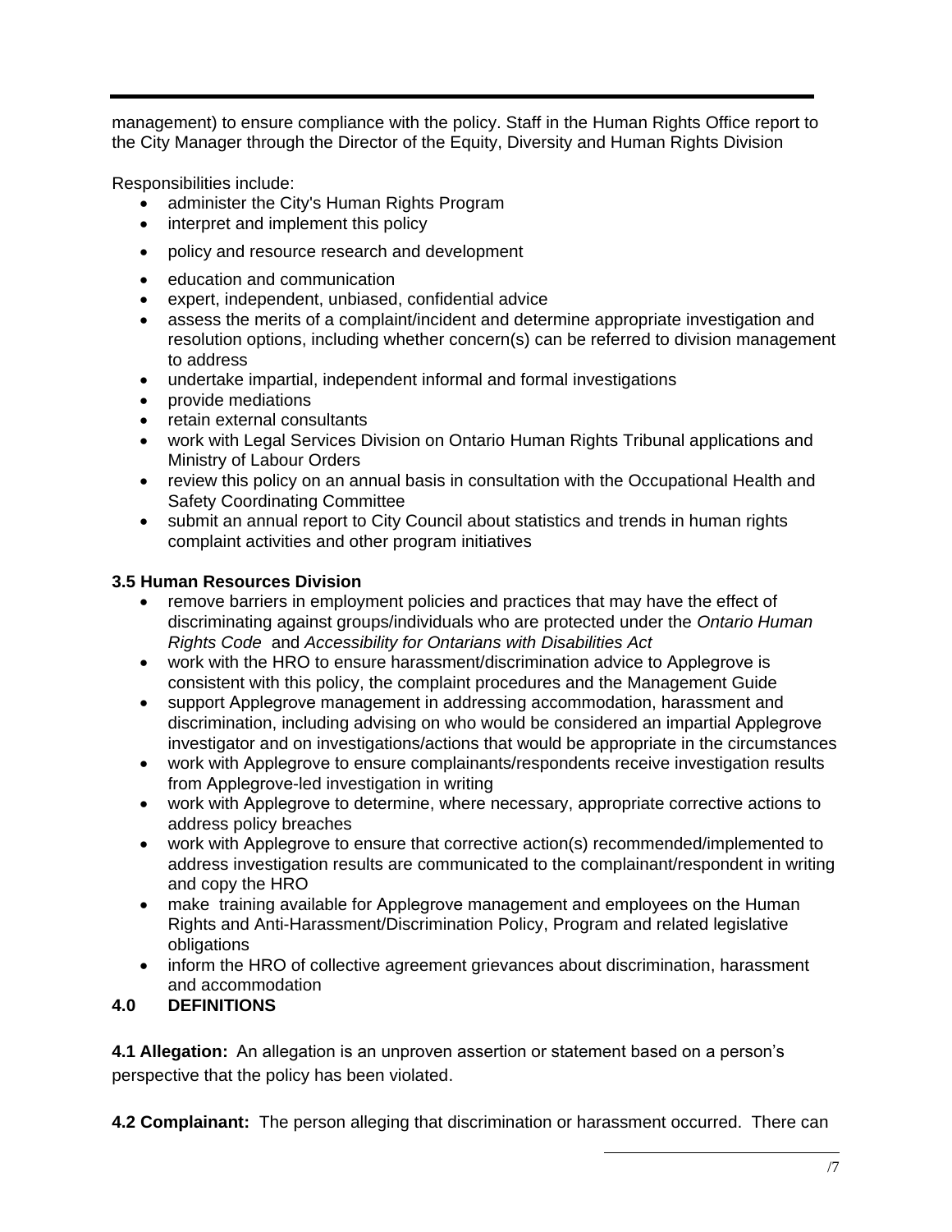management) to ensure compliance with the policy. Staff in the Human Rights Office report to the City Manager through the Director of the Equity, Diversity and Human Rights Division

Responsibilities include:

- administer the City's Human Rights Program
- interpret and implement this policy
- policy and resource research and development
- education and communication
- expert, independent, unbiased, confidential advice
- assess the merits of a complaint/incident and determine appropriate investigation and resolution options, including whether concern(s) can be referred to division management to address
- undertake impartial, independent informal and formal investigations
- provide mediations
- retain external consultants
- work with Legal Services Division on Ontario Human Rights Tribunal applications and Ministry of Labour Orders
- review this policy on an annual basis in consultation with the Occupational Health and Safety Coordinating Committee
- submit an annual report to City Council about statistics and trends in human rights complaint activities and other program initiatives

**3.5 Human Resources Division**

- remove barriers in employment policies and practices that may have the effect of discriminating against groups/individuals who are protected under the *Ontario Human Rights Code* and *Accessibility for Ontarians with Disabilities Act*
- work with the HRO to ensure harassment/discrimination advice to Applegrove is consistent with this policy, the complaint procedures and the Management Guide
- support Applegrove management in addressing accommodation, harassment and discrimination, including advising on who would be considered an impartial Applegrove investigator and on investigations/actions that would be appropriate in the circumstances
- work with Applegrove to ensure complainants/respondents receive investigation results from Applegrove-led investigation in writing
- work with Applegrove to determine, where necessary, appropriate corrective actions to address policy breaches
- work with Applegrove to ensure that corrective action(s) recommended/implemented to address investigation results are communicated to the complainant/respondent in writing and copy the HRO
- make training available for Applegrove management and employees on the Human Rights and Anti-Harassment/Discrimination Policy, Program and related legislative obligations
- inform the HRO of collective agreement grievances about discrimination, harassment and accommodation

## 4.0 DEFINITIONS

**4.1 Allegation:** An allegation is an unproven assertion or statement based on a person's perspective that the policy has been violated.

**4.2 Complainant:** The person alleging that discrimination or harassment occurred. There can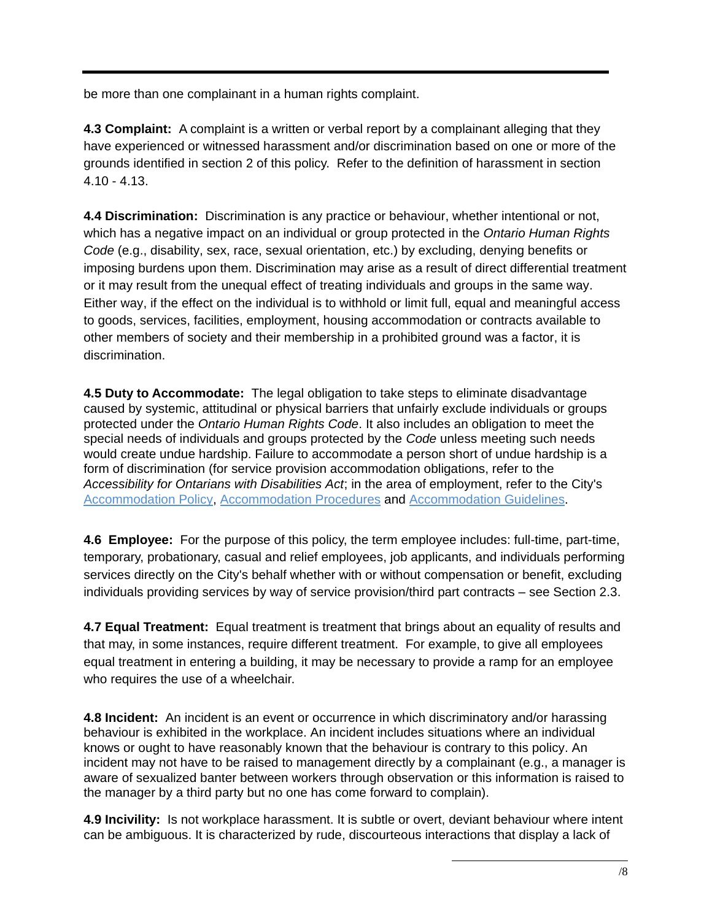be more than one complainant in a human rights complaint.

**4.3 Complaint:** A complaint is a written or verbal report by a complainant alleging that they have experienced or witnessed harassment and/or discrimination based on one or more of the grounds identified in section 2 of this policy. Refer to the definition of harassment in section 4.10 - 4.13.

**4.4 Discrimination:** Discrimination is any practice or behaviour, whether intentional or not, which has a negative impact on an individual or group protected in the *Ontario Human Rights Code* (e.g., disability, sex, race, sexual orientation, etc.) by excluding, denying benefits or imposing burdens upon them. Discrimination may arise as a result of direct differential treatment or it may result from the unequal effect of treating individuals and groups in the same way. Either way, if the effect on the individual is to withhold or limit full, equal and meaningful access to goods, services, facilities, employment, housing accommodation or contracts available to other members of society and their membership in a prohibited ground was a factor, it is discrimination.

**4.5 Duty to Accommodate:** The legal obligation to take steps to eliminate disadvantage caused by systemic, attitudinal or physical barriers that unfairly exclude individuals or groups protected under the *Ontario Human Rights Code*. It also includes an obligation to meet the special needs of individuals and groups protected by the *Code* unless meeting such needs would create undue hardship. Failure to accommodate a person short of undue hardship is a form of discrimination (for service provision accommodation obligations, refer to the *Accessibility for Ontarians with Disabilities Act*; in the area of employment, refer to the City's Accommodation Policy, Accommodation Procedures and Accommodation Guidelines.

**4.6 Employee:** For the purpose of this policy, the term employee includes: full-time, part-time, temporary, probationary, casual and relief employees, job applicants, and individuals performing services directly on the City's behalf whether with or without compensation or benefit, excluding individuals providing services by way of service provision/third part contracts – see Section 2.3.

**4.7 Equal Treatment:** Equal treatment is treatment that brings about an equality of results and that may, in some instances, require different treatment. For example, to give all employees equal treatment in entering a building, it may be necessary to provide a ramp for an employee who requires the use of a wheelchair.

**4.8 Incident:** An incident is an event or occurrence in which discriminatory and/or harassing behaviour is exhibited in the workplace. An incident includes situations where an individual knows or ought to have reasonably known that the behaviour is contrary to this policy. An incident may not have to be raised to management directly by a complainant (e.g., a manager is aware of sexualized banter between workers through observation or this information is raised to the manager by a third party but no one has come forward to complain).

**4.9 Incivility:** Is not workplace harassment. It is subtle or overt, deviant behaviour where intent can be ambiguous. It is characterized by rude, discourteous interactions that display a lack of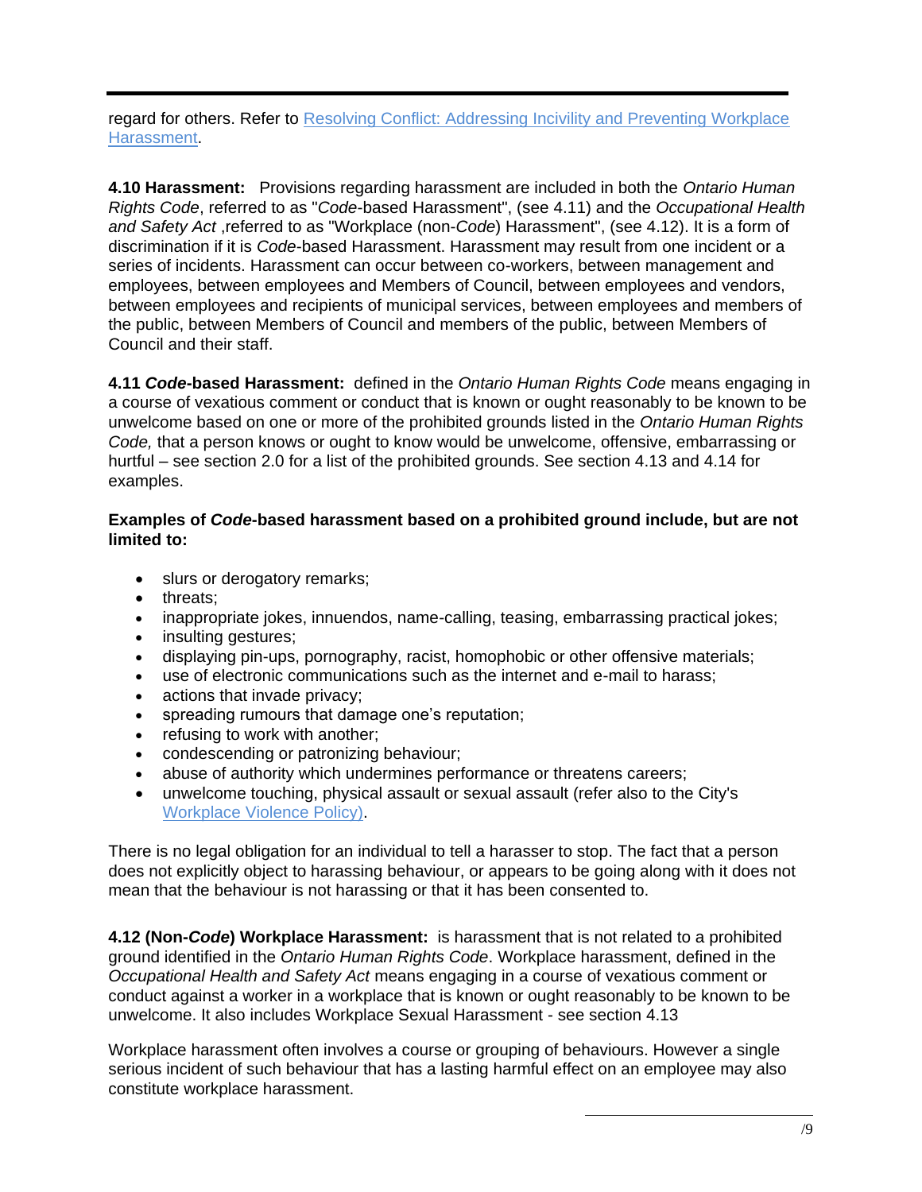regard for others. Refer to [Resolving Conflict: Addressing Incivility and Preventing Workplace Harassment](#).

**4.10 Harassment:** Provisions regarding harassment are included in both the *Ontario Human Rights Code*, referred to as "*Code*-based Harassment", (see 4.11) and the *Occupational Health and Safety Act* ,referred to as "Workplace (non-*Code*) Harassment", (see 4.12). It is a form of discrimination if it is *Code*-based Harassment. Harassment may result from one incident or a series of incidents. Harassment can occur between co-workers, between management and employees, between employees and Members of Council, between employees and vendors, between employees and recipients of municipal services, between employees and members of the public, between Members of Council and members of the public, between Members of Council and their staff.

**4.11 *Code*-based Harassment:** defined in the *Ontario Human Rights Code* means engaging in a course of vexatious comment or conduct that is known or ought reasonably to be known to be unwelcome based on one or more of the prohibited grounds listed in the *Ontario Human Rights Code,* that a person knows or ought to know would be unwelcome, offensive, embarrassing or hurtful – see section 2.0 for a list of the prohibited grounds. See section 4.13 and 4.14 for examples.

**Examples of *Code*-based harassment based on a prohibited ground include, but are not limited to:**

- slurs or derogatory remarks;
- threats;
- inappropriate jokes, innuendos, name-calling, teasing, embarrassing practical jokes;
- insulting gestures;
- displaying pin-ups, pornography, racist, homophobic or other offensive materials;
- use of electronic communications such as the internet and e-mail to harass;
- actions that invade privacy;
- spreading rumours that damage one's reputation;
- refusing to work with another;
- condescending or patronizing behaviour;
- abuse of authority which undermines performance or threatens careers;
- unwelcome touching, physical assault or sexual assault (refer also to the City's [Workplace Violence Policy)](#).

There is no legal obligation for an individual to tell a harasser to stop. The fact that a person does not explicitly object to harassing behaviour, or appears to be going along with it does not mean that the behaviour is not harassing or that it has been consented to.

**4.12 (Non-*Code*) Workplace Harassment:** is harassment that is not related to a prohibited ground identified in the *Ontario Human Rights Code*. Workplace harassment, defined in the *Occupational Health and Safety Act* means engaging in a course of vexatious comment or conduct against a worker in a workplace that is known or ought reasonably to be known to be unwelcome. It also includes Workplace Sexual Harassment - see section 4.13

Workplace harassment often involves a course or grouping of behaviours. However a single serious incident of such behaviour that has a lasting harmful effect on an employee may also constitute workplace harassment.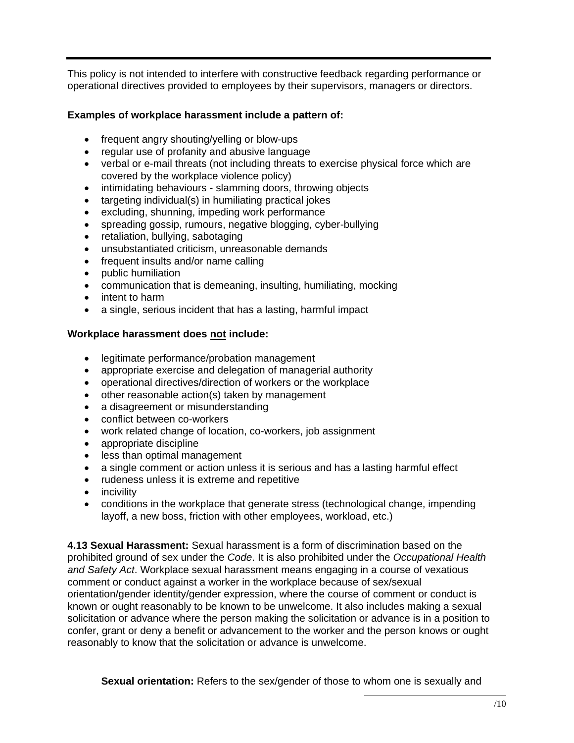This policy is not intended to interfere with constructive feedback regarding performance or operational directives provided to employees by their supervisors, managers or directors.

**Examples of workplace harassment include a pattern of:**

- frequent angry shouting/yelling or blow-ups
- regular use of profanity and abusive language
- verbal or e-mail threats (not including threats to exercise physical force which are covered by the workplace violence policy)
- intimidating behaviours - slamming doors, throwing objects
- targeting individual(s) in humiliating practical jokes
- excluding, shunning, impeding work performance
- spreading gossip, rumours, negative blogging, cyber-bullying
- retaliation, bullying, sabotaging
- unsubstantiated criticism, unreasonable demands
- frequent insults and/or name calling
- public humiliation
- communication that is demeaning, insulting, humiliating, mocking
- intent to harm
- a single, serious incident that has a lasting, harmful impact

**Workplace harassment does <u>not</u> include:**

- legitimate performance/probation management
- appropriate exercise and delegation of managerial authority
- operational directives/direction of workers or the workplace
- other reasonable action(s) taken by management
- a disagreement or misunderstanding
- conflict between co-workers
- work related change of location, co-workers, job assignment
- appropriate discipline
- less than optimal management
- a single comment or action unless it is serious and has a lasting harmful effect
- rudeness unless it is extreme and repetitive
- incivility
- conditions in the workplace that generate stress (technological change, impending layoff, a new boss, friction with other employees, workload, etc.)

**4.13 Sexual Harassment:** Sexual harassment is a form of discrimination based on the prohibited ground of sex under the *Code*. It is also prohibited under the *Occupational Health and Safety Act*. Workplace sexual harassment means engaging in a course of vexatious comment or conduct against a worker in the workplace because of sex/sexual orientation/gender identity/gender expression, where the course of comment or conduct is known or ought reasonably to be known to be unwelcome. It also includes making a sexual solicitation or advance where the person making the solicitation or advance is in a position to confer, grant or deny a benefit or advancement to the worker and the person knows or ought reasonably to know that the solicitation or advance is unwelcome.

**Sexual orientation:** Refers to the sex/gender of those to whom one is sexually and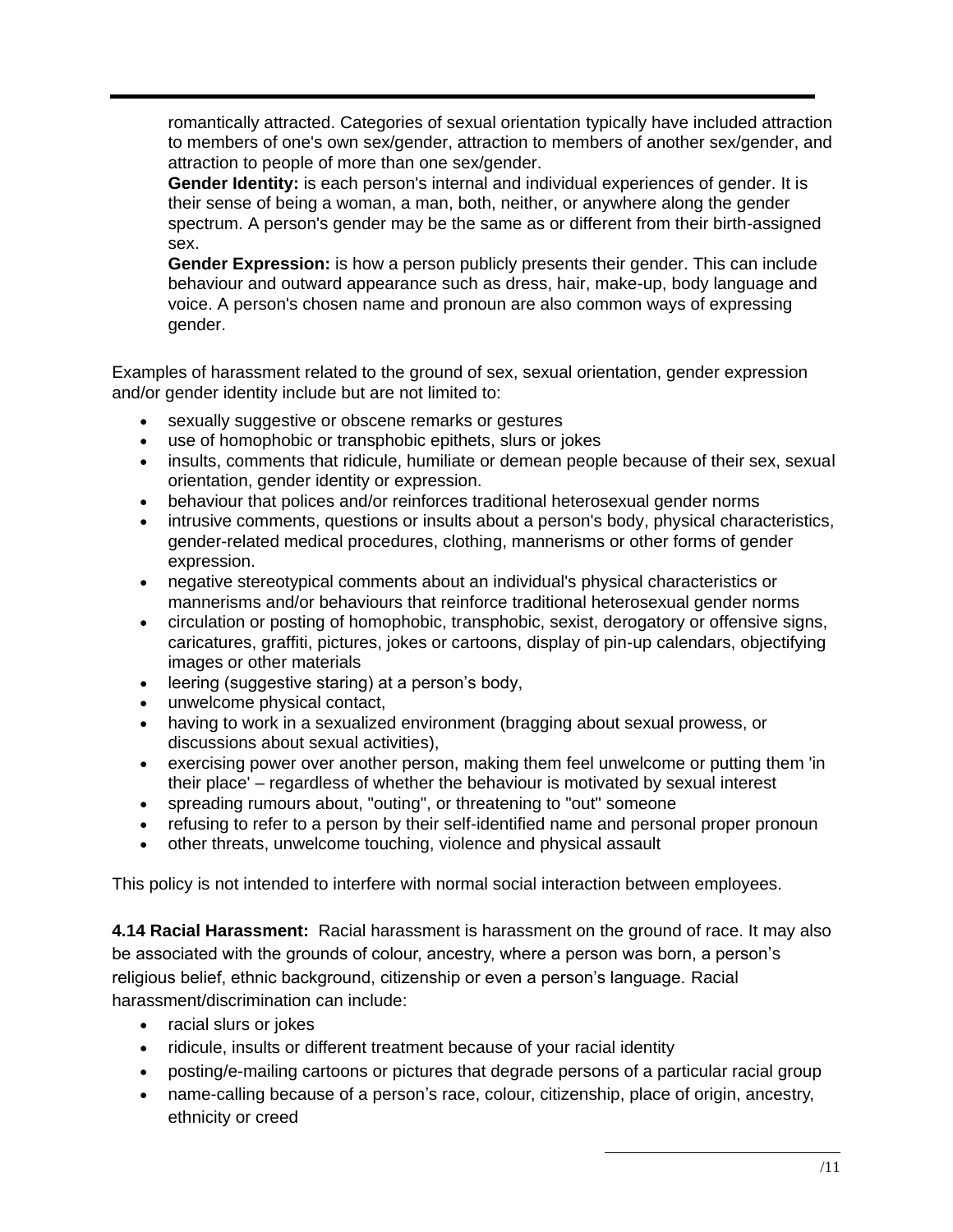romantically attracted. Categories of sexual orientation typically have included attraction to members of one's own sex/gender, attraction to members of another sex/gender, and attraction to people of more than one sex/gender.

**Gender Identity:** is each person's internal and individual experiences of gender. It is their sense of being a woman, a man, both, neither, or anywhere along the gender spectrum. A person's gender may be the same as or different from their birth-assigned sex.

**Gender Expression:** is how a person publicly presents their gender. This can include behaviour and outward appearance such as dress, hair, make-up, body language and voice. A person's chosen name and pronoun are also common ways of expressing gender.

Examples of harassment related to the ground of sex, sexual orientation, gender expression and/or gender identity include but are not limited to:

- sexually suggestive or obscene remarks or gestures
- use of homophobic or transphobic epithets, slurs or jokes
- insults, comments that ridicule, humiliate or demean people because of their sex, sexual orientation, gender identity or expression.
- behaviour that polices and/or reinforces traditional heterosexual gender norms
- intrusive comments, questions or insults about a person's body, physical characteristics, gender-related medical procedures, clothing, mannerisms or other forms of gender expression.
- negative stereotypical comments about an individual's physical characteristics or mannerisms and/or behaviours that reinforce traditional heterosexual gender norms
- circulation or posting of homophobic, transphobic, sexist, derogatory or offensive signs, caricatures, graffiti, pictures, jokes or cartoons, display of pin-up calendars, objectifying images or other materials
- leering (suggestive staring) at a person's body,
- unwelcome physical contact,
- having to work in a sexualized environment (bragging about sexual prowess, or discussions about sexual activities),
- exercising power over another person, making them feel unwelcome or putting them 'in their place' – regardless of whether the behaviour is motivated by sexual interest
- spreading rumours about, "outing", or threatening to "out" someone
- refusing to refer to a person by their self-identified name and personal proper pronoun
- other threats, unwelcome touching, violence and physical assault

This policy is not intended to interfere with normal social interaction between employees.

**4.14 Racial Harassment:** Racial harassment is harassment on the ground of race. It may also be associated with the grounds of colour, ancestry, where a person was born, a person's religious belief, ethnic background, citizenship or even a person's language. Racial harassment/discrimination can include:

- racial slurs or jokes
- ridicule, insults or different treatment because of your racial identity
- posting/e-mailing cartoons or pictures that degrade persons of a particular racial group
- name-calling because of a person's race, colour, citizenship, place of origin, ancestry, ethnicity or creed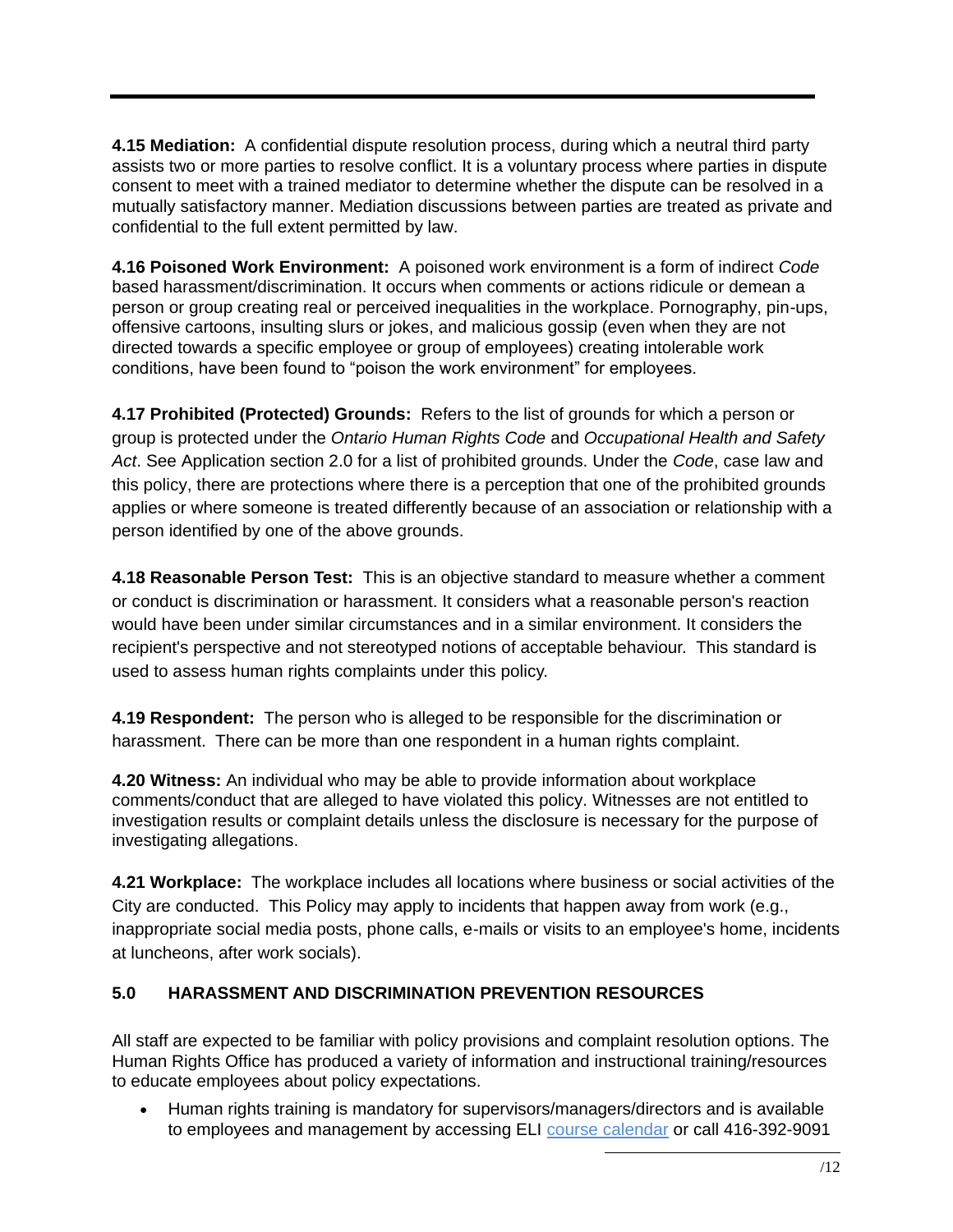**4.15 Mediation:** A confidential dispute resolution process, during which a neutral third party assists two or more parties to resolve conflict. It is a voluntary process where parties in dispute consent to meet with a trained mediator to determine whether the dispute can be resolved in a mutually satisfactory manner. Mediation discussions between parties are treated as private and confidential to the full extent permitted by law.

**4.16 Poisoned Work Environment:** A poisoned work environment is a form of indirect *Code* based harassment/discrimination. It occurs when comments or actions ridicule or demean a person or group creating real or perceived inequalities in the workplace. Pornography, pin-ups, offensive cartoons, insulting slurs or jokes, and malicious gossip (even when they are not directed towards a specific employee or group of employees) creating intolerable work conditions, have been found to "poison the work environment" for employees.

**4.17 Prohibited (Protected) Grounds:** Refers to the list of grounds for which a person or group is protected under the *Ontario Human Rights Code* and *Occupational Health and Safety Act*. See Application section 2.0 for a list of prohibited grounds. Under the *Code*, case law and this policy, there are protections where there is a perception that one of the prohibited grounds applies or where someone is treated differently because of an association or relationship with a person identified by one of the above grounds.

**4.18 Reasonable Person Test:** This is an objective standard to measure whether a comment or conduct is discrimination or harassment. It considers what a reasonable person's reaction would have been under similar circumstances and in a similar environment. It considers the recipient's perspective and not stereotyped notions of acceptable behaviour. This standard is used to assess human rights complaints under this policy.

**4.19 Respondent:** The person who is alleged to be responsible for the discrimination or harassment. There can be more than one respondent in a human rights complaint.

**4.20 Witness:** An individual who may be able to provide information about workplace comments/conduct that are alleged to have violated this policy. Witnesses are not entitled to investigation results or complaint details unless the disclosure is necessary for the purpose of investigating allegations.

**4.21 Workplace:** The workplace includes all locations where business or social activities of the City are conducted. This Policy may apply to incidents that happen away from work (e.g., inappropriate social media posts, phone calls, e-mails or visits to an employee's home, incidents at luncheons, after work socials).

## 5.0 HARASSMENT AND DISCRIMINATION PREVENTION RESOURCES

All staff are expected to be familiar with policy provisions and complaint resolution options. The Human Rights Office has produced a variety of information and instructional training/resources to educate employees about policy expectations.

- Human rights training is mandatory for supervisors/managers/directors and is available to employees and management by accessing ELI course calendar or call 416-392-9091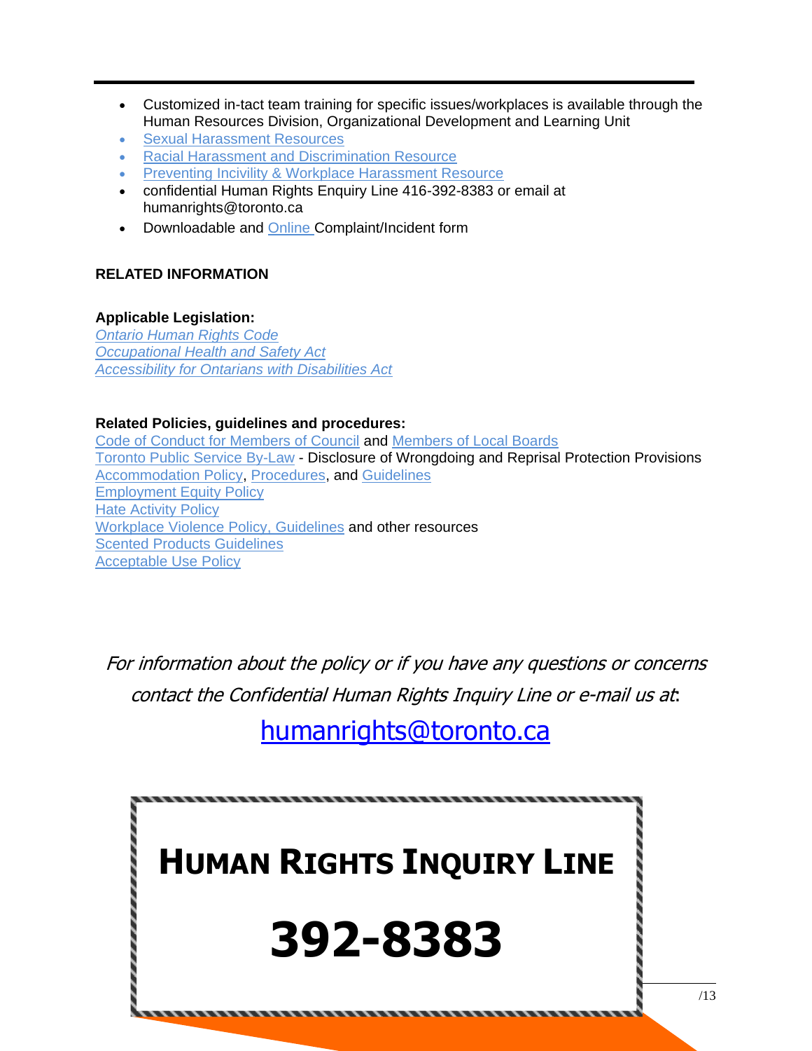- Customized in-tact team training for specific issues/workplaces is available through the Human Resources Division, Organizational Development and Learning Unit
- Sexual Harassment Resources
- Racial Harassment and Discrimination Resource
- Preventing Incivility & Workplace Harassment Resource
- confidential Human Rights Enquiry Line 416-392-8383 or email at humanrights@toronto.ca
- Downloadable and Online Complaint/Incident form

## RELATED INFORMATION

**Applicable Legislation:**

*Ontario Human Rights Code*
*Occupational Health and Safety Act*
*Accessibility for Ontarians with Disabilities Act*

**Related Policies, guidelines and procedures:**

Code of Conduct for Members of Council and Members of Local Boards
Toronto Public Service By-Law - Disclosure of Wrongdoing and Reprisal Protection Provisions
Accommodation Policy, Procedures, and Guidelines
Employment Equity Policy
Hate Activity Policy
Workplace Violence Policy, Guidelines and other resources
Scented Products Guidelines
Acceptable Use Policy

*For information about the policy or if you have any questions or concerns contact the Confidential Human Rights Inquiry Line or e-mail us at*:

humanrights@toronto.ca

## HUMAN RIGHTS INQUIRY LINE

# 392-8383